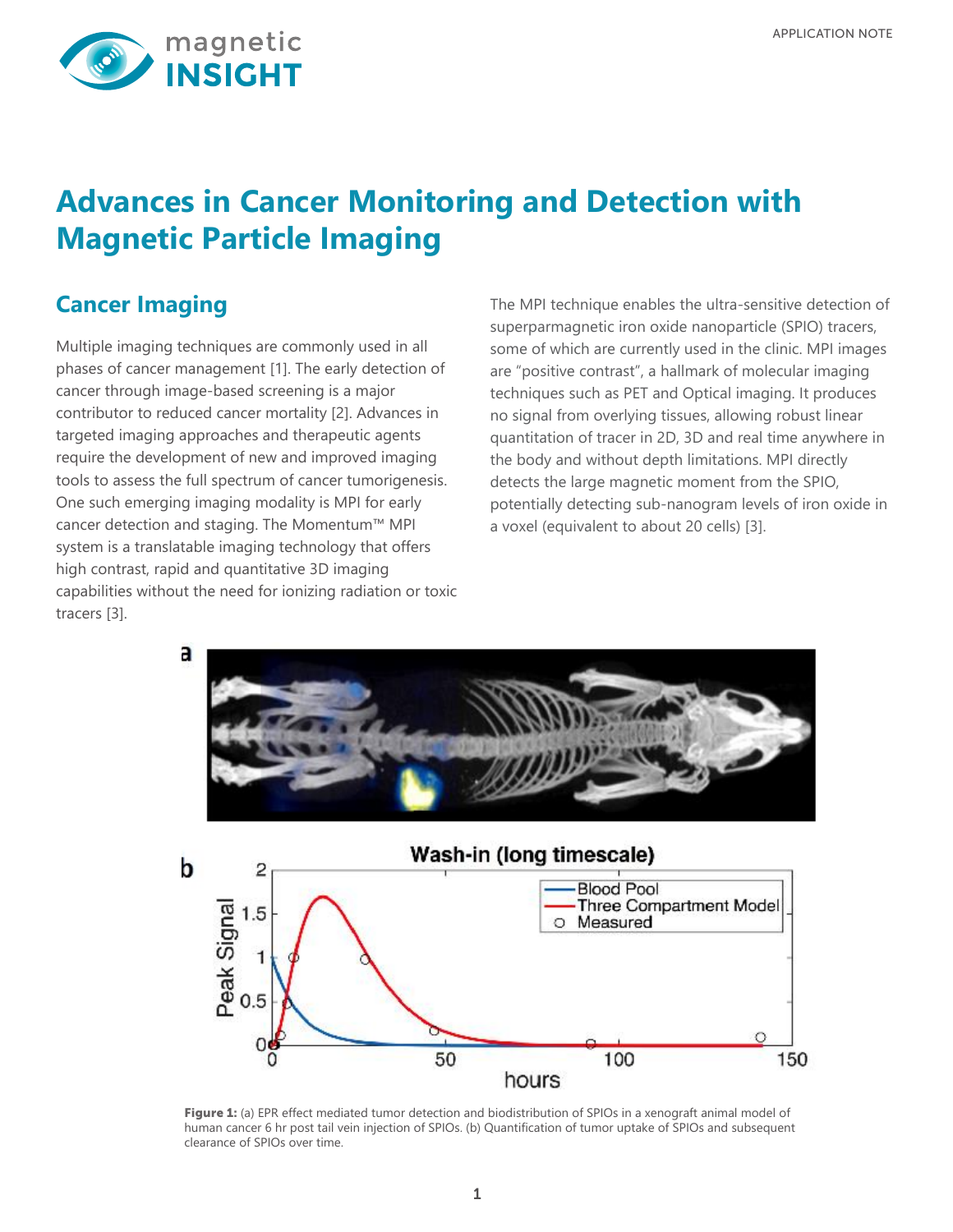# Advances in Cancer Monitoring and Detection with Magnetic Particle Imaging

## Cancer Imaging

Multiple imaging techniques are commonly used in all phases of cancer management [1]. The early detection of cancer through image-based screening is a major contributor to reduced cancer mortality [2]. Advances in targeted imaging approaches and therapeutic agents require the development of new and improved imaging tools to assess the full spectrum of cancer tumorigenesis. One such emerging imaging modality is MPI for early cancer detection and staging. The Momentum™ MPI system is a translatable imaging technology that offers high contrast, rapid and quantitative 3D imaging capabilities without the need for ionizing radiation or toxic tracers [3].

The MPI technique enables the ultra-sensitive detection of superparmagnetic iron oxide nanoparticle (SPIO) tracers, some of which are currently used in the clinic. MPI images are "positive contrast", a hallmark of molecular imaging techniques such as PET and Optical imaging. It produces no signal from overlying tissues, allowing robust linear quantitation of tracer in 2D, 3D and real time anywhere in the body and without depth limitations. MPI directly detects the large magnetic moment from the SPIO, potentially detecting sub-nanogram levels of iron oxide in a voxel (equivalent to about 20 cells) [3].

**Figure 1:** (a) EPR effect mediated tumor detection and biodistribution of SPIOs in a xenograft animal model of human cancer 6 hr post tail vein injection of SPIOs. (b) Quantification of tumor uptake of SPIOs and subsequent clearance of SPIOs over time.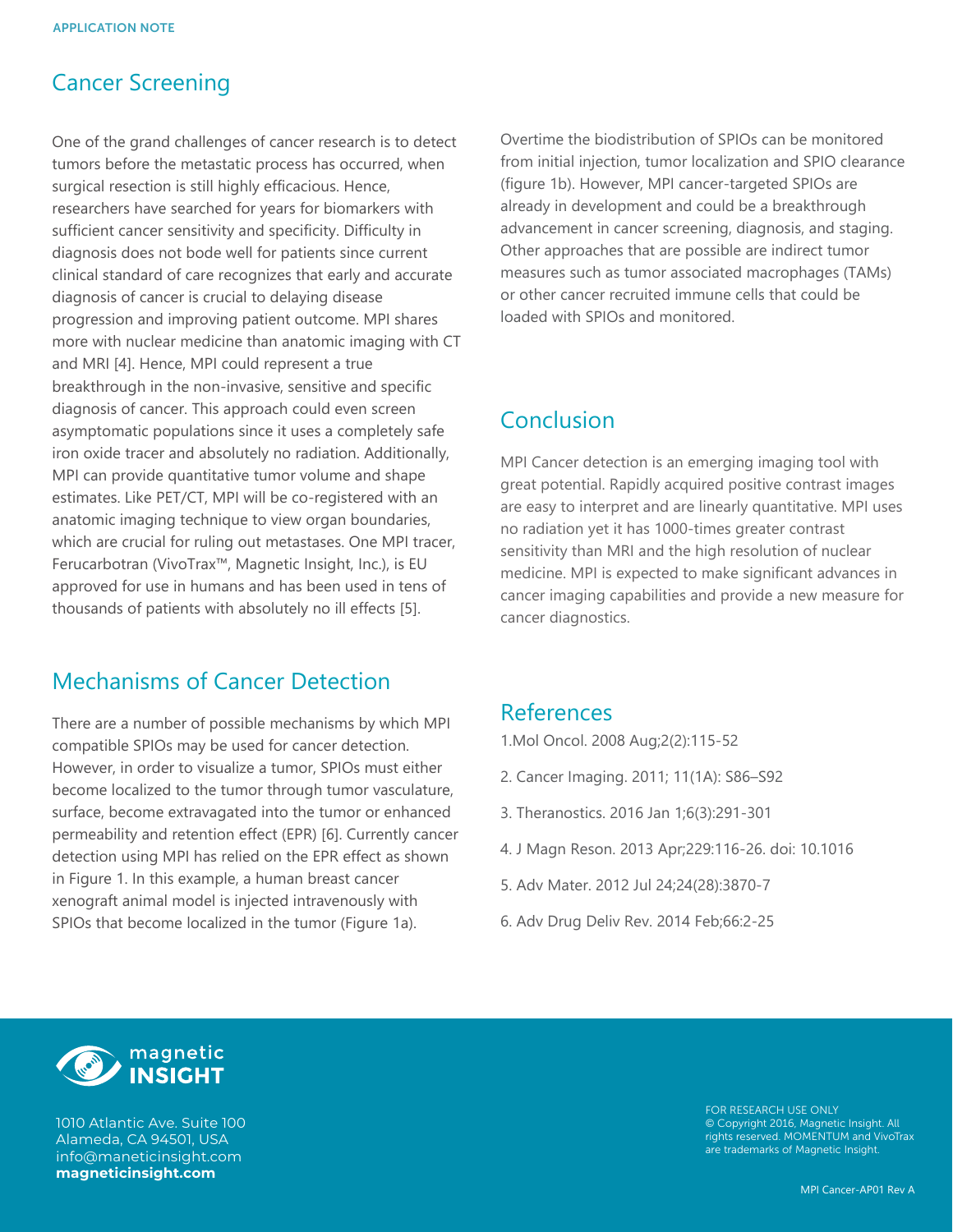## Cancer Screening

One of the grand challenges of cancer research is to detect tumors before the metastatic process has occurred, when surgical resection is still highly efficacious. Hence, researchers have searched for years for biomarkers with sufficient cancer sensitivity and specificity. Difficulty in diagnosis does not bode well for patients since current clinical standard of care recognizes that early and accurate diagnosis of cancer is crucial to delaying disease progression and improving patient outcome. MPI shares more with nuclear medicine than anatomic imaging with CT and MRI [4]. Hence, MPI could represent a true breakthrough in the non-invasive, sensitive and specific diagnosis of cancer. This approach could even screen asymptomatic populations since it uses a completely safe iron oxide tracer and absolutely no radiation. Additionally, MPI can provide quantitative tumor volume and shape estimates. Like PET/CT, MPI will be co-registered with an anatomic imaging technique to view organ boundaries, which are crucial for ruling out metastases. One MPI tracer, Ferucarbotran (VivoTrax™, Magnetic Insight, Inc.), is EU approved for use in humans and has been used in tens of thousands of patients with absolutely no ill effects [5].

## Mechanisms of Cancer Detection

There are a number of possible mechanisms by which MPI compatible SPIOs may be used for cancer detection. However, in order to visualize a tumor, SPIOs must either become localized to the tumor through tumor vasculature, surface, become extravagated into the tumor or enhanced permeability and retention effect (EPR) [6]. Currently cancer detection using MPI has relied on the EPR effect as shown in Figure 1. In this example, a human breast cancer xenograft animal model is injected intravenously with SPIOs that become localized in the tumor (Figure 1a).

Overtime the biodistribution of SPIOs can be monitored from initial injection, tumor localization and SPIO clearance (figure 1b). However, MPI cancer-targeted SPIOs are already in development and could be a breakthrough advancement in cancer screening, diagnosis, and staging. Other approaches that are possible are indirect tumor measures such as tumor associated macrophages (TAMs) or other cancer recruited immune cells that could be loaded with SPIOs and monitored.

## Conclusion

MPI Cancer detection is an emerging imaging tool with great potential. Rapidly acquired positive contrast images are easy to interpret and are linearly quantitative. MPI uses no radiation yet it has 1000-times greater contrast sensitivity than MRI and the high resolution of nuclear medicine. MPI is expected to make significant advances in cancer imaging capabilities and provide a new measure for cancer diagnostics.

## References

1. Mol Oncol. 2008 Aug;2(2):115-52
2. Cancer Imaging. 2011; 11(1A): S86–S92
3. Theranostics. 2016 Jan 1;6(3):291-301
4. J Magn Reson. 2013 Apr;229:116-26. doi: 10.1016
5. Adv Mater. 2012 Jul 24;24(28):3870-7
6. Adv Drug Deliv Rev. 2014 Feb;66:2-25

magnetic **INSIGHT**

1010 Atlantic Ave. Suite 100
Alameda, CA 94501, USA
info@maneticinsight.com
**magneticinsight.com**

FOR RESEARCH USE ONLY
© Copyright 2016, Magnetic Insight. All rights reserved. MOMENTUM and VivoTrax are trademarks of Magnetic Insight.

MPI Cancer-AP01 Rev A